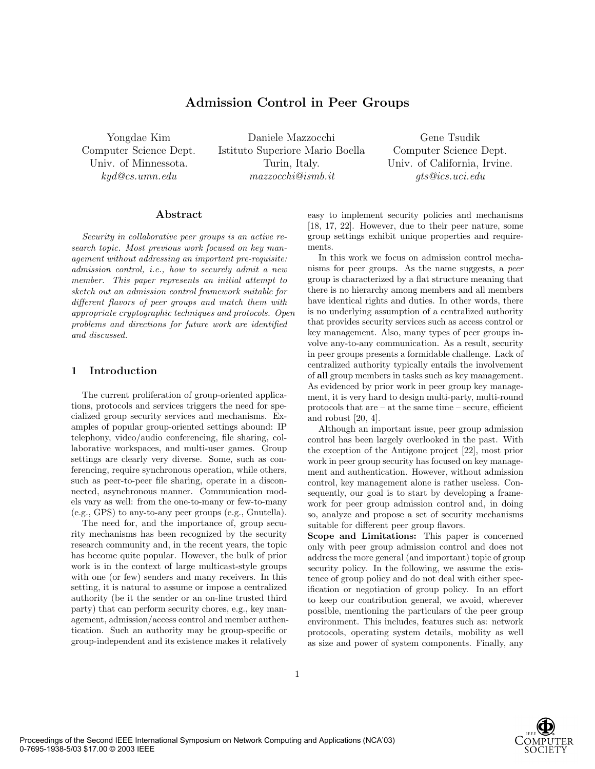# Admission Control in Peer Groups

Yongdae Kim
Computer Science Dept.
Univ. of Minnessota.
*kyd@cs.umn.edu*

Daniele Mazzocchi
Istituto Superiore Mario Boella
Turin, Italy.
*mazzocchi@ismb.it*

Gene Tsudik
Computer Science Dept.
Univ. of California, Irvine.
*gts@ics.uci.edu*

## Abstract

*Security in collaborative peer groups is an active research topic. Most previous work focused on key management without addressing an important pre-requisite: admission control, i.e., how to securely admit a new member. This paper represents an initial attempt to sketch out an admission control framework suitable for different flavors of peer groups and match them with appropriate cryptographic techniques and protocols. Open problems and directions for future work are identified and discussed.*

## 1 Introduction

The current proliferation of group-oriented applications, protocols and services triggers the need for specialized group security services and mechanisms. Examples of popular group-oriented settings abound: IP telephony, video/audio conferencing, file sharing, collaborative workspaces, and multi-user games. Group settings are clearly very diverse. Some, such as conferencing, require synchronous operation, while others, such as peer-to-peer file sharing, operate in a disconnected, asynchronous manner. Communication models vary as well: from the one-to-many or few-to-many (e.g., GPS) to any-to-any peer groups (e.g., Gnutella).

The need for, and the importance of, group security mechanisms has been recognized by the security research community and, in the recent years, the topic has become quite popular. However, the bulk of prior work is in the context of large multicast-style groups with one (or few) senders and many receivers. In this setting, it is natural to assume or impose a centralized authority (be it the sender or an on-line trusted third party) that can perform security chores, e.g., key management, admission/access control and member authentication. Such an authority may be group-specific or group-independent and its existence makes it relatively easy to implement security policies and mechanisms [18, 17, 22]. However, due to their peer nature, some group settings exhibit unique properties and requirements.

In this work we focus on admission control mechanisms for peer groups. As the name suggests, a *peer* group is characterized by a flat structure meaning that there is no hierarchy among members and all members have identical rights and duties. In other words, there is no underlying assumption of a centralized authority that provides security services such as access control or key management. Also, many types of peer groups involve any-to-any communication. As a result, security in peer groups presents a formidable challenge. Lack of centralized authority typically entails the involvement of **all** group members in tasks such as key management. As evidenced by prior work in peer group key management, it is very hard to design multi-party, multi-round protocols that are – at the same time – secure, efficient and robust [20, 4].

Although an important issue, peer group admission control has been largely overlooked in the past. With the exception of the Antigone project [22], most prior work in peer group security has focused on key management and authentication. However, without admission control, key management alone is rather useless. Consequently, our goal is to start by developing a framework for peer group admission control and, in doing so, analyze and propose a set of security mechanisms suitable for different peer group flavors.

**Scope and Limitations:** This paper is concerned only with peer group admission control and does not address the more general (and important) topic of group security policy. In the following, we assume the existence of group policy and do not deal with either specification or negotiation of group policy. In an effort to keep our contribution general, we avoid, wherever possible, mentioning the particulars of the peer group environment. This includes, features such as: network protocols, operating system details, mobility as well as size and power of system components. Finally, any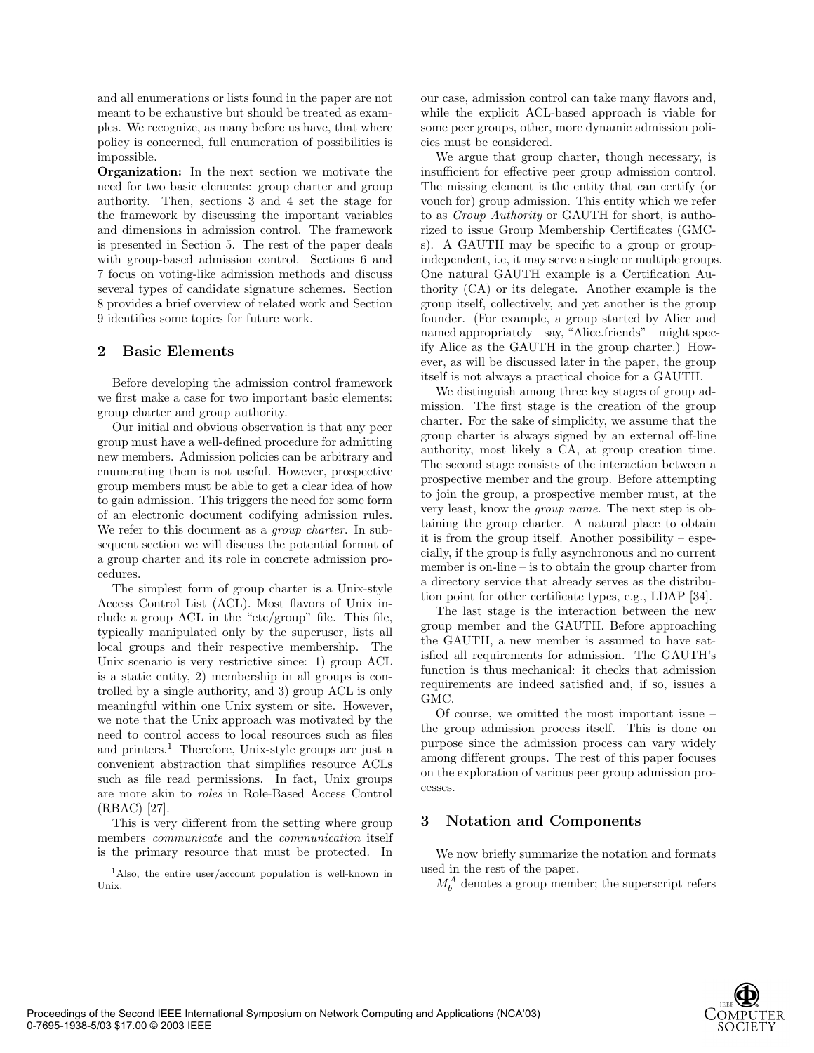and all enumerations or lists found in the paper are not meant to be exhaustive but should be treated as examples. We recognize, as many before us have, that where policy is concerned, full enumeration of possibilities is impossible.

**Organization:** In the next section we motivate the need for two basic elements: group charter and group authority. Then, sections 3 and 4 set the stage for the framework by discussing the important variables and dimensions in admission control. The framework is presented in Section 5. The rest of the paper deals with group-based admission control. Sections 6 and 7 focus on voting-like admission methods and discuss several types of candidate signature schemes. Section 8 provides a brief overview of related work and Section 9 identifies some topics for future work.

## 2 Basic Elements

Before developing the admission control framework we first make a case for two important basic elements: group charter and group authority.

Our initial and obvious observation is that any peer group must have a well-defined procedure for admitting new members. Admission policies can be arbitrary and enumerating them is not useful. However, prospective group members must be able to get a clear idea of how to gain admission. This triggers the need for some form of an electronic document codifying admission rules. We refer to this document as a *group charter*. In subsequent section we will discuss the potential format of a group charter and its role in concrete admission procedures.

The simplest form of group charter is a Unix-style Access Control List (ACL). Most flavors of Unix include a group ACL in the "etc/group" file. This file, typically manipulated only by the superuser, lists all local groups and their respective membership. The Unix scenario is very restrictive since: 1) group ACL is a static entity, 2) membership in all groups is controlled by a single authority, and 3) group ACL is only meaningful within one Unix system or site. However, we note that the Unix approach was motivated by the need to control access to local resources such as files and printers.[1] Therefore, Unix-style groups are just a convenient abstraction that simplifies resource ACLs such as file read permissions. In fact, Unix groups are more akin to *roles* in Role-Based Access Control (RBAC) [27].

This is very different from the setting where group members *communicate* and the *communication* itself is the primary resource that must be protected. In our case, admission control can take many flavors and, while the explicit ACL-based approach is viable for some peer groups, other, more dynamic admission policies must be considered.

[1] Also, the entire user/account population is well-known in Unix.

We argue that group charter, though necessary, is insufficient for effective peer group admission control. The missing element is the entity that can certify (or vouch for) group admission. This entity which we refer to as *Group Authority* or GAUTH for short, is authorized to issue Group Membership Certificates (GMC-s). A GAUTH may be specific to a group or group-independent, i.e, it may serve a single or multiple groups. One natural GAUTH example is a Certification Authority (CA) or its delegate. Another example is the group itself, collectively, and yet another is the group founder. (For example, a group started by Alice and named appropriately – say, "Alice.friends" – might specify Alice as the GAUTH in the group charter.) However, as will be discussed later in the paper, the group itself is not always a practical choice for a GAUTH.

We distinguish among three key stages of group admission. The first stage is the creation of the group charter. For the sake of simplicity, we assume that the group charter is always signed by an external off-line authority, most likely a CA, at group creation time. The second stage consists of the interaction between a prospective member and the group. Before attempting to join the group, a prospective member must, at the very least, know the *group name*. The next step is obtaining the group charter. A natural place to obtain it is from the group itself. Another possibility – especially, if the group is fully asynchronous and no current member is on-line – is to obtain the group charter from a directory service that already serves as the distribution point for other certificate types, e.g., LDAP [34].

The last stage is the interaction between the new group member and the GAUTH. Before approaching the GAUTH, a new member is assumed to have satisfied all requirements for admission. The GAUTH's function is thus mechanical: it checks that admission requirements are indeed satisfied and, if so, issues a GMC.

Of course, we omitted the most important issue – the group admission process itself. This is done on purpose since the admission process can vary widely among different groups. The rest of this paper focuses on the exploration of various peer group admission processes.

## 3 Notation and Components

We now briefly summarize the notation and formats used in the rest of the paper.

$M_b^A$ denotes a group member; the superscript refers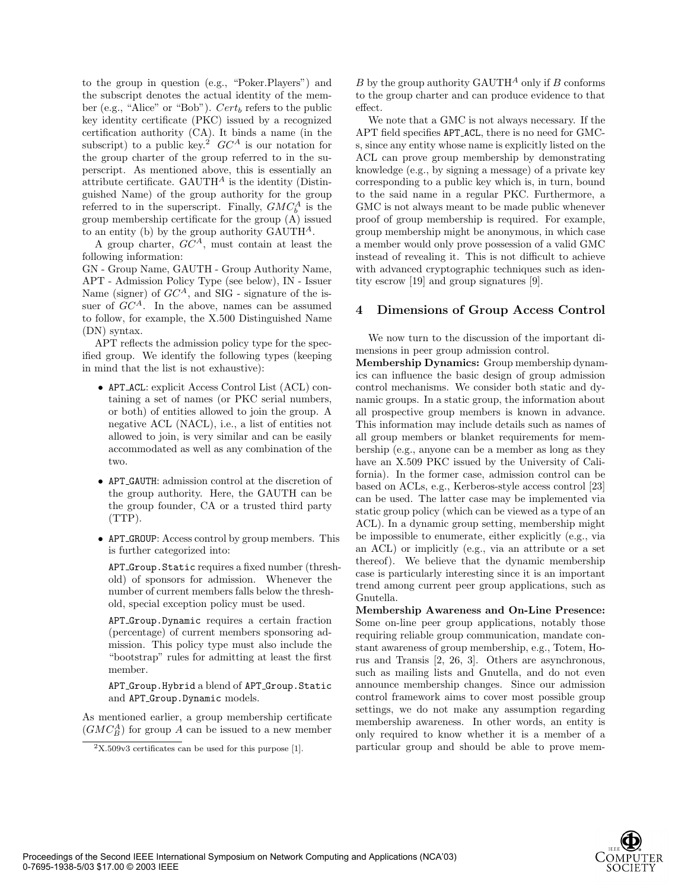to the group in question (e.g., "Poker.Players") and the subscript denotes the actual identity of the member (e.g., "Alice" or "Bob"). $Cert_b$ refers to the public key identity certificate (PKC) issued by a recognized certification authority (CA). It binds a name (in the subscript) to a public key.[2] $GC^A$ is our notation for the group charter of the group referred to in the superscript. As mentioned above, this is essentially an attribute certificate. $\text{GAUTH}^A$ is the identity (Distinguished Name) of the group authority for the group referred to in the superscript. Finally, $GMC_b^A$ is the group membership certificate for the group (A) issued to an entity (b) by the group authority $\text{GAUTH}^A$.

A group charter, $GC^A$, must contain at least the following information:
GN - Group Name, GAUTH - Group Authority Name, APT - Admission Policy Type (see below), IN - Issuer Name (signer) of $GC^A$, and SIG - signature of the issuer of $GC^A$. In the above, names can be assumed to follow, for example, the X.500 Distinguished Name (DN) syntax.

APT reflects the admission policy type for the specified group. We identify the following types (keeping in mind that the list is not exhaustive):

- `APT_ACL`: explicit Access Control List (ACL) containing a set of names (or PKC serial numbers, or both) of entities allowed to join the group. A negative ACL (NACL), i.e., a list of entities not allowed to join, is very similar and can be easily accommodated as well as any combination of the two.
- `APT_GAUTH`: admission control at the discretion of the group authority. Here, the GAUTH can be the group founder, CA or a trusted third party (TTP).
- `APT_GROUP`: Access control by group members. This is further categorized into:

  `APT_Group.Static` requires a fixed number (threshold) of sponsors for admission. Whenever the number of current members falls below the threshold, special exception policy must be used.

  `APT_Group.Dynamic` requires a certain fraction (percentage) of current members sponsoring admission. This policy type must also include the "bootstrap" rules for admitting at least the first member.

  `APT_Group.Hybrid` a blend of `APT_Group.Static` and `APT_Group.Dynamic` models.

As mentioned earlier, a group membership certificate ($GMC_B^A$) for group $A$ can be issued to a new member $B$ by the group authority $\text{GAUTH}^A$ only if $B$ conforms to the group charter and can produce evidence to that effect.

We note that a GMC is not always necessary. If the APT field specifies `APT_ACL`, there is no need for GMC-s, since any entity whose name is explicitly listed on the ACL can prove group membership by demonstrating knowledge (e.g., by signing a message) of a private key corresponding to a public key which is, in turn, bound to the said name in a regular PKC. Furthermore, a GMC is not always meant to be made public whenever proof of group membership is required. For example, group membership might be anonymous, in which case a member would only prove possession of a valid GMC instead of revealing it. This is not difficult to achieve with advanced cryptographic techniques such as identity escrow [19] and group signatures [9].

[2] X.509v3 certificates can be used for this purpose [1].

## 4 Dimensions of Group Access Control

We now turn to the discussion of the important dimensions in peer group admission control.

**Membership Dynamics:** Group membership dynamics can influence the basic design of group admission control mechanisms. We consider both static and dynamic groups. In a static group, the information about all prospective group members is known in advance. This information may include details such as names of all group members or blanket requirements for membership (e.g., anyone can be a member as long as they have an X.509 PKC issued by the University of California). In the former case, admission control can be based on ACLs, e.g., Kerberos-style access control [23] can be used. The latter case may be implemented via static group policy (which can be viewed as a type of an ACL). In a dynamic group setting, membership might be impossible to enumerate, either explicitly (e.g., via an ACL) or implicitly (e.g., via an attribute or a set thereof). We believe that the dynamic membership case is particularly interesting since it is an important trend among current peer group applications, such as Gnutella.

**Membership Awareness and On-Line Presence:** Some on-line peer group applications, notably those requiring reliable group communication, mandate constant awareness of group membership, e.g., Totem, Horus and Transis [2, 26, 3]. Others are asynchronous, such as mailing lists and Gnutella, and do not even announce membership changes. Since our admission control framework aims to cover most possible group settings, we do not make any assumption regarding membership awareness. In other words, an entity is only required to know whether it is a member of a particular group and should be able to prove mem-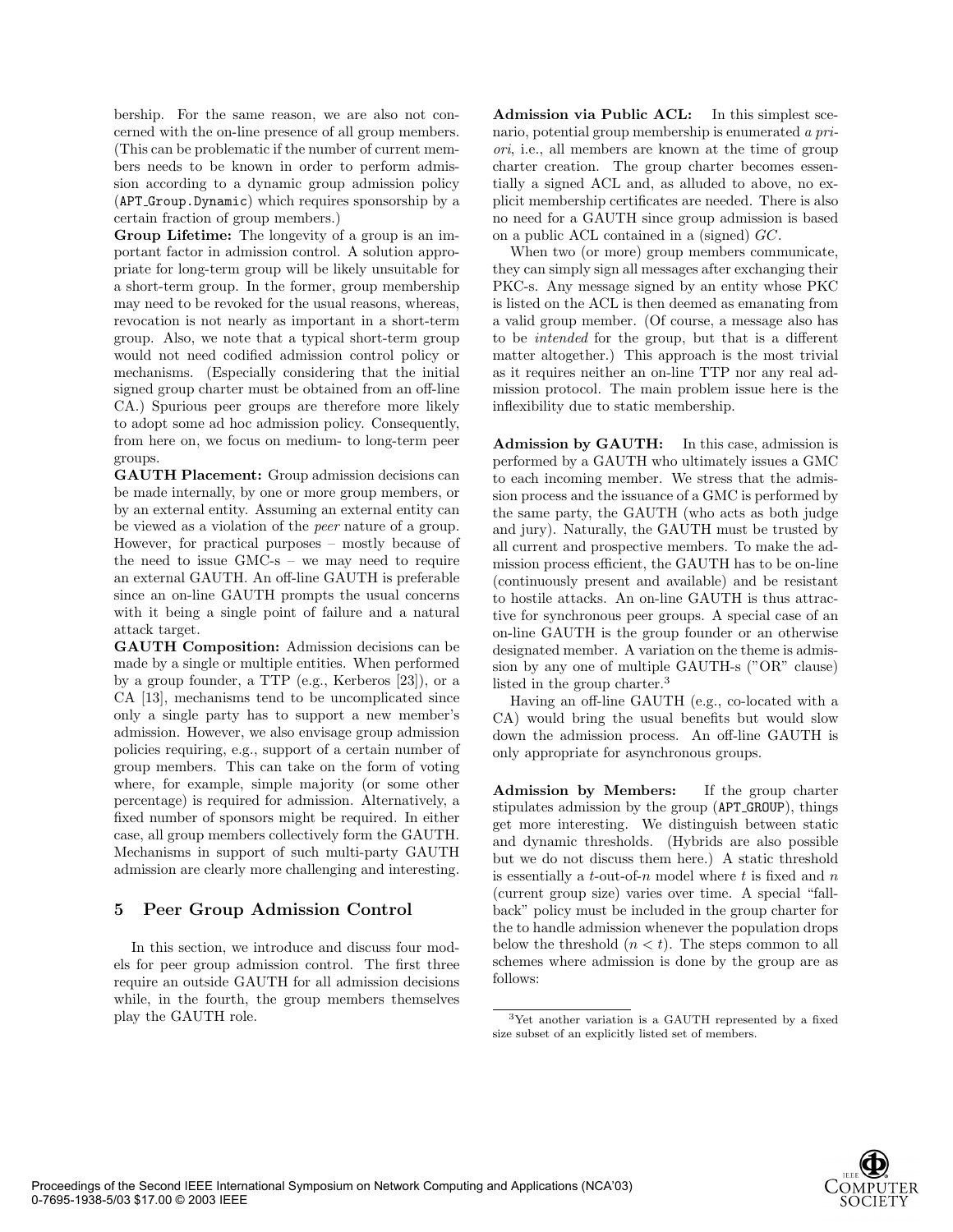bership. For the same reason, we are also not concerned with the on-line presence of all group members. (This can be problematic if the number of current members needs to be known in order to perform admission according to a dynamic group admission policy (`APT_Group.Dynamic`) which requires sponsorship by a certain fraction of group members.)

**Group Lifetime:** The longevity of a group is an important factor in admission control. A solution appropriate for long-term group will be likely unsuitable for a short-term group. In the former, group membership may need to be revoked for the usual reasons, whereas, revocation is not nearly as important in a short-term group. Also, we note that a typical short-term group would not need codified admission control policy or mechanisms. (Especially considering that the initial signed group charter must be obtained from an off-line CA.) Spurious peer groups are therefore more likely to adopt some ad hoc admission policy. Consequently, from here on, we focus on medium- to long-term peer groups.

**GAUTH Placement:** Group admission decisions can be made internally, by one or more group members, or by an external entity. Assuming an external entity can be viewed as a violation of the *peer* nature of a group. However, for practical purposes – mostly because of the need to issue GMC-s – we may need to require an external GAUTH. An off-line GAUTH is preferable since an on-line GAUTH prompts the usual concerns with it being a single point of failure and a natural attack target.

**GAUTH Composition:** Admission decisions can be made by a single or multiple entities. When performed by a group founder, a TTP (e.g., Kerberos [23]), or a CA [13], mechanisms tend to be uncomplicated since only a single party has to support a new member's admission. However, we also envisage group admission policies requiring, e.g., support of a certain number of group members. This can take on the form of voting where, for example, simple majority (or some other percentage) is required for admission. Alternatively, a fixed number of sponsors might be required. In either case, all group members collectively form the GAUTH. Mechanisms in support of such multi-party GAUTH admission are clearly more challenging and interesting.

## 5 Peer Group Admission Control

In this section, we introduce and discuss four models for peer group admission control. The first three require an outside GAUTH for all admission decisions while, in the fourth, the group members themselves play the GAUTH role.

**Admission via Public ACL:** In this simplest scenario, potential group membership is enumerated *a priori*, i.e., all members are known at the time of group charter creation. The group charter becomes essentially a signed ACL and, as alluded to above, no explicit membership certificates are needed. There is also no need for a GAUTH since group admission is based on a public ACL contained in a (signed) $GC$.

When two (or more) group members communicate, they can simply sign all messages after exchanging their PKC-s. Any message signed by an entity whose PKC is listed on the ACL is then deemed as emanating from a valid group member. (Of course, a message also has to be *intended* for the group, but that is a different matter altogether.) This approach is the most trivial as it requires neither an on-line TTP nor any real admission protocol. The main problem issue here is the inflexibility due to static membership.

**Admission by GAUTH:** In this case, admission is performed by a GAUTH who ultimately issues a GMC to each incoming member. We stress that the admission process and the issuance of a GMC is performed by the same party, the GAUTH (who acts as both judge and jury). Naturally, the GAUTH must be trusted by all current and prospective members. To make the admission process efficient, the GAUTH has to be on-line (continuously present and available) and be resistant to hostile attacks. An on-line GAUTH is thus attractive for synchronous peer groups. A special case of an on-line GAUTH is the group founder or an otherwise designated member. A variation on the theme is admission by any one of multiple GAUTH-s ("OR" clause) listed in the group charter.[3]

Having an off-line GAUTH (e.g., co-located with a CA) would bring the usual benefits but would slow down the admission process. An off-line GAUTH is only appropriate for asynchronous groups.

**Admission by Members:** If the group charter stipulates admission by the group (`APT_GROUP`), things get more interesting. We distinguish between static and dynamic thresholds. (Hybrids are also possible but we do not discuss them here.) A static threshold is essentially a $t$-out-of-$n$ model where $t$ is fixed and $n$ (current group size) varies over time. A special "fall-back" policy must be included in the group charter for the to handle admission whenever the population drops below the threshold ($n < t$). The steps common to all schemes where admission is done by the group are as follows:

[3] Yet another variation is a GAUTH represented by a fixed size subset of an explicitly listed set of members.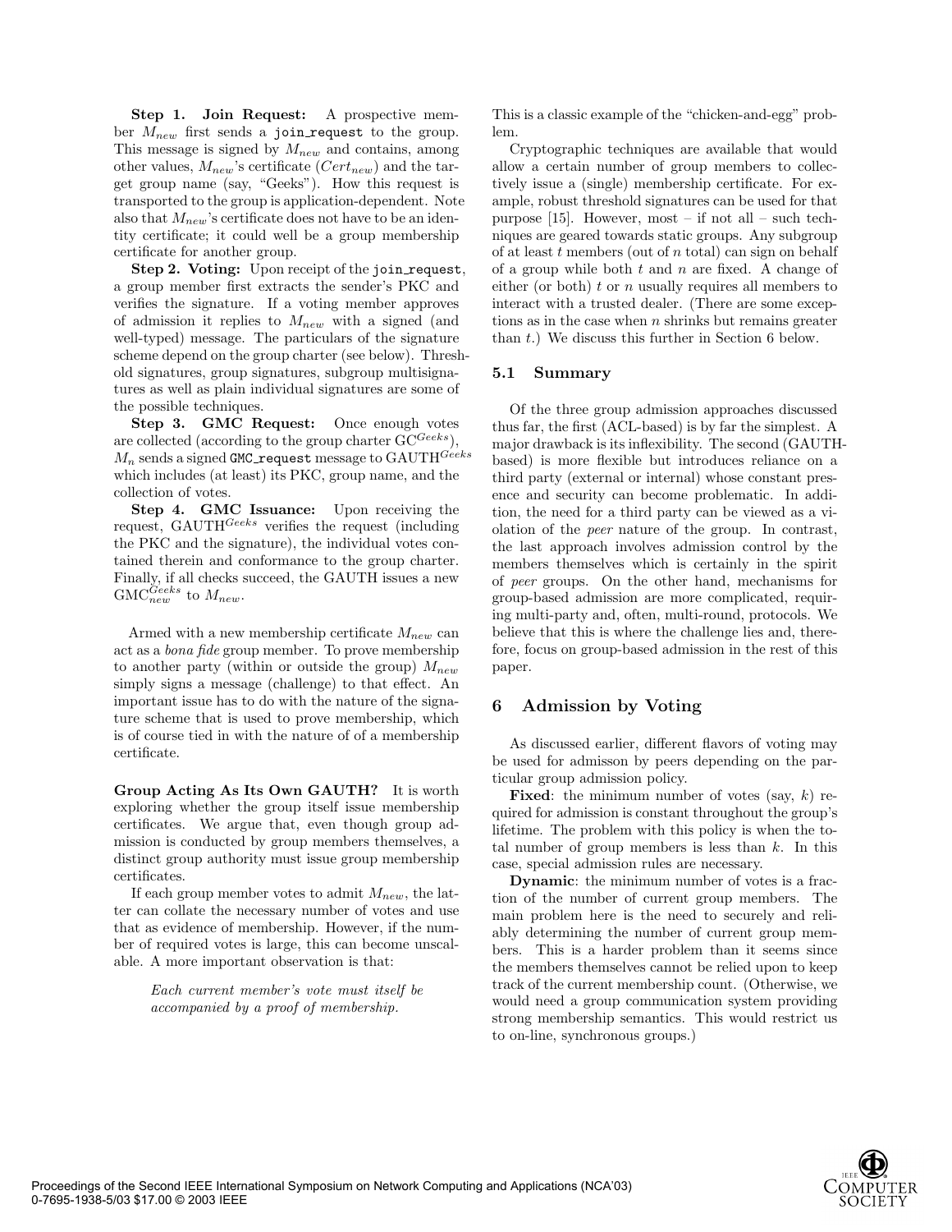**Step 1. Join Request:** A prospective member $M_{new}$ first sends a join_request to the group. This message is signed by $M_{new}$ and contains, among other values, $M_{new}$'s certificate ($Cert_{new}$) and the target group name (say, "Geeks"). How this request is transported to the group is application-dependent. Note also that $M_{new}$'s certificate does not have to be an identity certificate; it could well be a group membership certificate for another group.

**Step 2. Voting:** Upon receipt of the join_request, a group member first extracts the sender's PKC and verifies the signature. If a voting member approves of admission it replies to $M_{new}$ with a signed (and well-typed) message. The particulars of the signature scheme depend on the group charter (see below). Threshold signatures, group signatures, subgroup multisignatures as well as plain individual signatures are some of the possible techniques.

**Step 3. GMC Request:** Once enough votes are collected (according to the group charter $\text{GC}^{Geeks}$), $M_n$ sends a signed GMC_request message to $\text{GAUTH}^{Geeks}$ which includes (at least) its PKC, group name, and the collection of votes.

**Step 4. GMC Issuance:** Upon receiving the request, $\text{GAUTH}^{Geeks}$ verifies the request (including the PKC and the signature), the individual votes contained therein and conformance to the group charter. Finally, if all checks succeed, the GAUTH issues a new $\text{GMC}^{Geeks}_{new}$ to $M_{new}$.

Armed with a new membership certificate $M_{new}$ can act as a *bona fide* group member. To prove membership to another party (within or outside the group) $M_{new}$ simply signs a message (challenge) to that effect. An important issue has to do with the nature of the signature scheme that is used to prove membership, which is of course tied in with the nature of of a membership certificate.

**Group Acting As Its Own GAUTH?** It is worth exploring whether the group itself issue membership certificates. We argue that, even though group admission is conducted by group members themselves, a distinct group authority must issue group membership certificates.

If each group member votes to admit $M_{new}$, the latter can collate the necessary number of votes and use that as evidence of membership. However, if the number of required votes is large, this can become unscalable. A more important observation is that:

> *Each current member's vote must itself be accompanied by a proof of membership.*

This is a classic example of the "chicken-and-egg" problem.

Cryptographic techniques are available that would allow a certain number of group members to collectively issue a (single) membership certificate. For example, robust threshold signatures can be used for that purpose [15]. However, most – if not all – such techniques are geared towards static groups. Any subgroup of at least $t$ members (out of $n$ total) can sign on behalf of a group while both $t$ and $n$ are fixed. A change of either (or both) $t$ or $n$ usually requires all members to interact with a trusted dealer. (There are some exceptions as in the case when $n$ shrinks but remains greater than $t$.) We discuss this further in Section 6 below.

### 5.1 Summary

Of the three group admission approaches discussed thus far, the first (ACL-based) is by far the simplest. A major drawback is its inflexibility. The second (GAUTH-based) is more flexible but introduces reliance on a third party (external or internal) whose constant presence and security can become problematic. In addition, the need for a third party can be viewed as a violation of the *peer* nature of the group. In contrast, the last approach involves admission control by the members themselves which is certainly in the spirit of *peer* groups. On the other hand, mechanisms for group-based admission are more complicated, requiring multi-party and, often, multi-round, protocols. We believe that this is where the challenge lies and, therefore, focus on group-based admission in the rest of this paper.

## 6 Admission by Voting

As discussed earlier, different flavors of voting may be used for admisson by peers depending on the particular group admission policy.

**Fixed**: the minimum number of votes (say, $k$) required for admission is constant throughout the group's lifetime. The problem with this policy is when the total number of group members is less than $k$. In this case, special admission rules are necessary.

**Dynamic**: the minimum number of votes is a fraction of the number of current group members. The main problem here is the need to securely and reliably determining the number of current group members. This is a harder problem than it seems since the members themselves cannot be relied upon to keep track of the current membership count. (Otherwise, we would need a group communication system providing strong membership semantics. This would restrict us to on-line, synchronous groups.)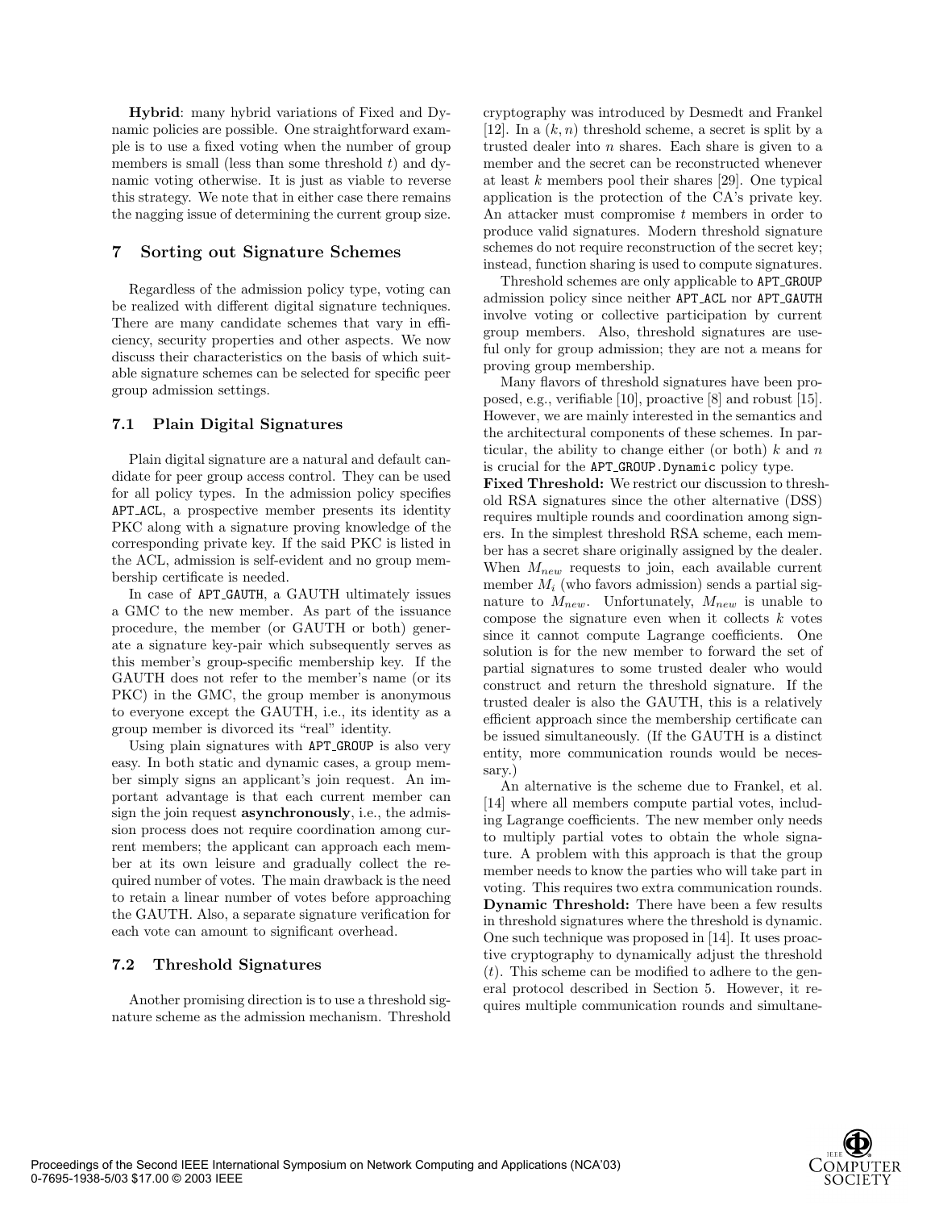**Hybrid**: many hybrid variations of Fixed and Dynamic policies are possible. One straightforward example is to use a fixed voting when the number of group members is small (less than some threshold $t$) and dynamic voting otherwise. It is just as viable to reverse this strategy. We note that in either case there remains the nagging issue of determining the current group size.

## 7 Sorting out Signature Schemes

Regardless of the admission policy type, voting can be realized with different digital signature techniques. There are many candidate schemes that vary in efficiency, security properties and other aspects. We now discuss their characteristics on the basis of which suitable signature schemes can be selected for specific peer group admission settings.

### 7.1 Plain Digital Signatures

Plain digital signature are a natural and default candidate for peer group access control. They can be used for all policy types. In the admission policy specifies `APT_ACL`, a prospective member presents its identity PKC along with a signature proving knowledge of the corresponding private key. If the said PKC is listed in the ACL, admission is self-evident and no group membership certificate is needed.

In case of `APT_GAUTH`, a GAUTH ultimately issues a GMC to the new member. As part of the issuance procedure, the member (or GAUTH or both) generate a signature key-pair which subsequently serves as this member's group-specific membership key. If the GAUTH does not refer to the member's name (or its PKC) in the GMC, the group member is anonymous to everyone except the GAUTH, i.e., its identity as a group member is divorced its "real" identity.

Using plain signatures with `APT_GROUP` is also very easy. In both static and dynamic cases, a group member simply signs an applicant's join request. An important advantage is that each current member can sign the join request **asynchronously**, i.e., the admission process does not require coordination among current members; the applicant can approach each member at its own leisure and gradually collect the required number of votes. The main drawback is the need to retain a linear number of votes before approaching the GAUTH. Also, a separate signature verification for each vote can amount to significant overhead.

### 7.2 Threshold Signatures

Another promising direction is to use a threshold signature scheme as the admission mechanism. Threshold cryptography was introduced by Desmedt and Frankel [12]. In a $(k, n)$ threshold scheme, a secret is split by a trusted dealer into $n$ shares. Each share is given to a member and the secret can be reconstructed whenever at least $k$ members pool their shares [29]. One typical application is the protection of the CA's private key. An attacker must compromise $t$ members in order to produce valid signatures. Modern threshold signature schemes do not require reconstruction of the secret key; instead, function sharing is used to compute signatures.

Threshold schemes are only applicable to `APT_GROUP` admission policy since neither `APT_ACL` nor `APT_GAUTH` involve voting or collective participation by current group members. Also, threshold signatures are useful only for group admission; they are not a means for proving group membership.

Many flavors of threshold signatures have been proposed, e.g., verifiable [10], proactive [8] and robust [15]. However, we are mainly interested in the semantics and the architectural components of these schemes. In particular, the ability to change either (or both) $k$ and $n$ is crucial for the `APT_GROUP.Dynamic` policy type.

**Fixed Threshold:** We restrict our discussion to threshold RSA signatures since the other alternative (DSS) requires multiple rounds and coordination among signers. In the simplest threshold RSA scheme, each member has a secret share originally assigned by the dealer. When $M_{new}$ requests to join, each available current member $M_i$ (who favors admission) sends a partial signature to $M_{new}$. Unfortunately, $M_{new}$ is unable to compose the signature even when it collects $k$ votes since it cannot compute Lagrange coefficients. One solution is for the new member to forward the set of partial signatures to some trusted dealer who would construct and return the threshold signature. If the trusted dealer is also the GAUTH, this is a relatively efficient approach since the membership certificate can be issued simultaneously. (If the GAUTH is a distinct entity, more communication rounds would be necessary.)

An alternative is the scheme due to Frankel, et al. [14] where all members compute partial votes, including Lagrange coefficients. The new member only needs to multiply partial votes to obtain the whole signature. A problem with this approach is that the group member needs to know the parties who will take part in voting. This requires two extra communication rounds.

**Dynamic Threshold:** There have been a few results in threshold signatures where the threshold is dynamic. One such technique was proposed in [14]. It uses proactive cryptography to dynamically adjust the threshold ($t$). This scheme can be modified to adhere to the general protocol described in Section 5. However, it requires multiple communication rounds and simultane-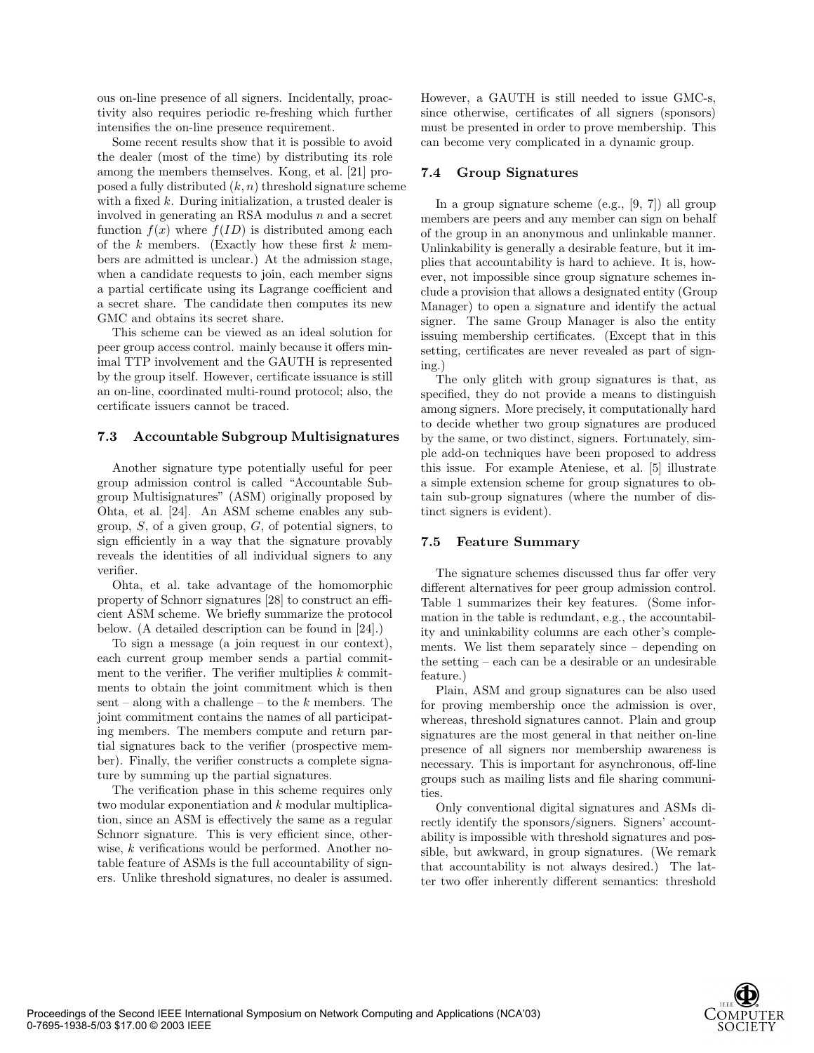ous on-line presence of all signers. Incidentally, proactivity also requires periodic re-freshing which further intensifies the on-line presence requirement.

Some recent results show that it is possible to avoid the dealer (most of the time) by distributing its role among the members themselves. Kong, et al. [21] proposed a fully distributed $(k, n)$ threshold signature scheme with a fixed $k$. During initialization, a trusted dealer is involved in generating an RSA modulus $n$ and a secret function $f(x)$ where $f(ID)$ is distributed among each of the $k$ members. (Exactly how these first $k$ members are admitted is unclear.) At the admission stage, when a candidate requests to join, each member signs a partial certificate using its Lagrange coefficient and a secret share. The candidate then computes its new GMC and obtains its secret share.

This scheme can be viewed as an ideal solution for peer group access control. mainly because it offers minimal TTP involvement and the GAUTH is represented by the group itself. However, certificate issuance is still an on-line, coordinated multi-round protocol; also, the certificate issuers cannot be traced.

### 7.3 Accountable Subgroup Multisignatures

Another signature type potentially useful for peer group admission control is called "Accountable Subgroup Multisignatures" (ASM) originally proposed by Ohta, et al. [24]. An ASM scheme enables any subgroup, $S$, of a given group, $G$, of potential signers, to sign efficiently in a way that the signature provably reveals the identities of all individual signers to any verifier.

Ohta, et al. take advantage of the homomorphic property of Schnorr signatures [28] to construct an efficient ASM scheme. We briefly summarize the protocol below. (A detailed description can be found in [24].)

To sign a message (a join request in our context), each current group member sends a partial commitment to the verifier. The verifier multiplies $k$ commitments to obtain the joint commitment which is then sent – along with a challenge – to the $k$ members. The joint commitment contains the names of all participating members. The members compute and return partial signatures back to the verifier (prospective member). Finally, the verifier constructs a complete signature by summing up the partial signatures.

The verification phase in this scheme requires only two modular exponentiation and $k$ modular multiplication, since an ASM is effectively the same as a regular Schnorr signature. This is very efficient since, otherwise, $k$ verifications would be performed. Another notable feature of ASMs is the full accountability of signers. Unlike threshold signatures, no dealer is assumed. However, a GAUTH is still needed to issue GMC-s, since otherwise, certificates of all signers (sponsors) must be presented in order to prove membership. This can become very complicated in a dynamic group.

### 7.4 Group Signatures

In a group signature scheme (e.g., [9, 7]) all group members are peers and any member can sign on behalf of the group in an anonymous and unlinkable manner. Unlinkability is generally a desirable feature, but it implies that accountability is hard to achieve. It is, however, not impossible since group signature schemes include a provision that allows a designated entity (Group Manager) to open a signature and identify the actual signer. The same Group Manager is also the entity issuing membership certificates. (Except that in this setting, certificates are never revealed as part of signing.)

The only glitch with group signatures is that, as specified, they do not provide a means to distinguish among signers. More precisely, it computationally hard to decide whether two group signatures are produced by the same, or two distinct, signers. Fortunately, simple add-on techniques have been proposed to address this issue. For example Ateniese, et al. [5] illustrate a simple extension scheme for group signatures to obtain sub-group signatures (where the number of distinct signers is evident).

### 7.5 Feature Summary

The signature schemes discussed thus far offer very different alternatives for peer group admission control. Table 1 summarizes their key features. (Some information in the table is redundant, e.g., the accountability and uninkability columns are each other's complements. We list them separately since – depending on the setting – each can be a desirable or an undesirable feature.)

Plain, ASM and group signatures can be also used for proving membership once the admission is over, whereas, threshold signatures cannot. Plain and group signatures are the most general in that neither on-line presence of all signers nor membership awareness is necessary. This is important for asynchronous, off-line groups such as mailing lists and file sharing communities.

Only conventional digital signatures and ASMs directly identify the sponsors/signers. Signers' accountability is impossible with threshold signatures and possible, but awkward, in group signatures. (We remark that accountability is not always desired.) The latter two offer inherently different semantics: threshold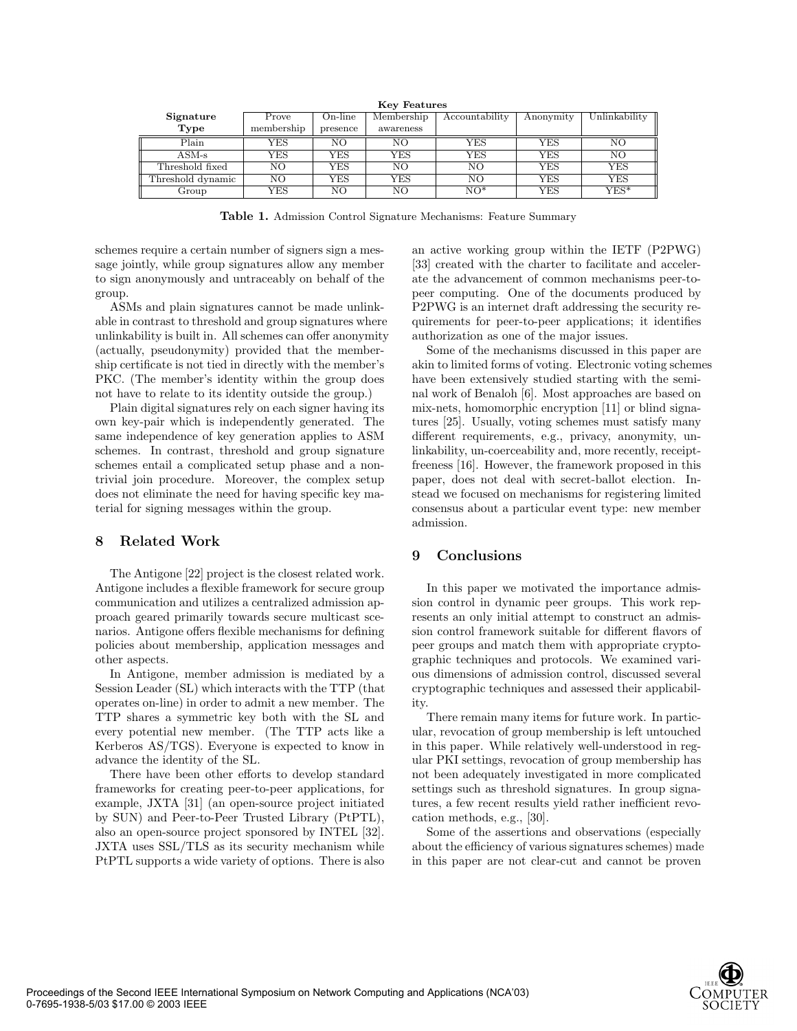| Signature Type | Key Features | | | | | |
|---|---|---|---|---|---|---|
| | Prove membership | On-line presence | Membership awareness | Accountability | Anonymity | Unlinkability |
| Plain | YES | NO | NO | YES | YES | NO |
| ASM-s | YES | YES | YES | YES | YES | NO |
| Threshold fixed | NO | YES | NO | NO | YES | YES |
| Threshold dynamic | NO | YES | YES | NO | YES | YES |
| Group | YES | NO | NO | NO* | YES | YES* |

**Table 1.** Admission Control Signature Mechanisms: Feature Summary

schemes require a certain number of signers sign a message jointly, while group signatures allow any member to sign anonymously and untraceably on behalf of the group.

ASMs and plain signatures cannot be made unlinkable in contrast to threshold and group signatures where unlinkability is built in. All schemes can offer anonymity (actually, pseudonymity) provided that the membership certificate is not tied in directly with the member's PKC. (The member's identity within the group does not have to relate to its identity outside the group.)

Plain digital signatures rely on each signer having its own key-pair which is independently generated. The same independence of key generation applies to ASM schemes. In contrast, threshold and group signature schemes entail a complicated setup phase and a non-trivial join procedure. Moreover, the complex setup does not eliminate the need for having specific key material for signing messages within the group.

## 8 Related Work

The Antigone [22] project is the closest related work. Antigone includes a flexible framework for secure group communication and utilizes a centralized admission approach geared primarily towards secure multicast scenarios. Antigone offers flexible mechanisms for defining policies about membership, application messages and other aspects.

In Antigone, member admission is mediated by a Session Leader (SL) which interacts with the TTP (that operates on-line) in order to admit a new member. The TTP shares a symmetric key both with the SL and every potential new member. (The TTP acts like a Kerberos AS/TGS). Everyone is expected to know in advance the identity of the SL.

There have been other efforts to develop standard frameworks for creating peer-to-peer applications, for example, JXTA [31] (an open-source project initiated by SUN) and Peer-to-Peer Trusted Library (PtPTL), also an open-source project sponsored by INTEL [32]. JXTA uses SSL/TLS as its security mechanism while PtPTL supports a wide variety of options. There is also an active working group within the IETF (P2PWG) [33] created with the charter to facilitate and accelerate the advancement of common mechanisms peer-to-peer computing. One of the documents produced by P2PWG is an internet draft addressing the security requirements for peer-to-peer applications; it identifies authorization as one of the major issues.

Some of the mechanisms discussed in this paper are akin to limited forms of voting. Electronic voting schemes have been extensively studied starting with the seminal work of Benaloh [6]. Most approaches are based on mix-nets, homomorphic encryption [11] or blind signatures [25]. Usually, voting schemes must satisfy many different requirements, e.g., privacy, anonymity, unlinkability, un-coerceability and, more recently, receipt-freeness [16]. However, the framework proposed in this paper, does not deal with secret-ballot election. Instead we focused on mechanisms for registering limited consensus about a particular event type: new member admission.

## 9 Conclusions

In this paper we motivated the importance admission control in dynamic peer groups. This work represents an only initial attempt to construct an admission control framework suitable for different flavors of peer groups and match them with appropriate cryptographic techniques and protocols. We examined various dimensions of admission control, discussed several cryptographic techniques and assessed their applicability.

There remain many items for future work. In particular, revocation of group membership is left untouched in this paper. While relatively well-understood in regular PKI settings, revocation of group membership has not been adequately investigated in more complicated settings such as threshold signatures. In group signatures, a few recent results yield rather inefficient revocation methods, e.g., [30].

Some of the assertions and observations (especially about the efficiency of various signatures schemes) made in this paper are not clear-cut and cannot be proven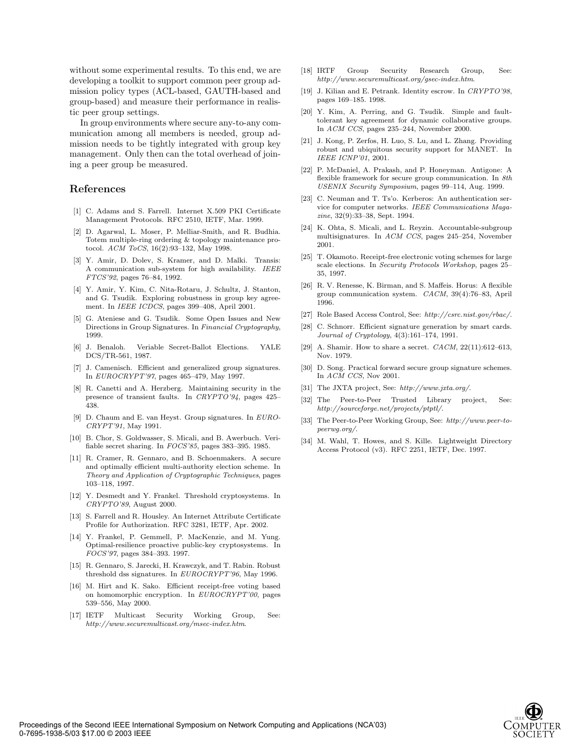without some experimental results. To this end, we are developing a toolkit to support common peer group admission policy types (ACL-based, GAUTH-based and group-based) and measure their performance in realistic peer group settings.

In group environments where secure any-to-any communication among all members is needed, group admission needs to be tightly integrated with group key management. Only then can the total overhead of joining a peer group be measured.

## References

[1] C. Adams and S. Farrell. Internet X.509 PKI Certificate Management Protocols. RFC 2510, IETF, Mar. 1999.

[2] D. Agarwal, L. Moser, P. Melliar-Smith, and R. Budhia. Totem multiple-ring ordering & topology maintenance protocol. *ACM ToCS*, 16(2):93–132, May 1998.

[3] Y. Amir, D. Dolev, S. Kramer, and D. Malki. Transis: A communication sub-system for high availability. *IEEE FTCS'92*, pages 76–84, 1992.

[4] Y. Amir, Y. Kim, C. Nita-Rotaru, J. Schultz, J. Stanton, and G. Tsudik. Exploring robustness in group key agreement. In *IEEE ICDCS*, pages 399–408, April 2001.

[5] G. Ateniese and G. Tsudik. Some Open Issues and New Directions in Group Signatures. In *Financial Cryptography*, 1999.

[6] J. Benaloh. Veriable Secret-Ballot Elections. YALE DCS/TR-561, 1987.

[7] J. Camenisch. Efficient and generalized group signatures. In *EUROCRYPT'97*, pages 465–479, May 1997.

[8] R. Canetti and A. Herzberg. Maintaining security in the presence of transient faults. In *CRYPTO'94*, pages 425–438.

[9] D. Chaum and E. van Heyst. Group signatures. In *EUROCRYPT'91*, May 1991.

[10] B. Chor, S. Goldwasser, S. Micali, and B. Awerbuch. Verifiable secret sharing. In *FOCS'85*, pages 383–395. 1985.

[11] R. Cramer, R. Gennaro, and B. Schoenmakers. A secure and optimally efficient multi-authority election scheme. In *Theory and Application of Cryptographic Techniques*, pages 103–118, 1997.

[12] Y. Desmedt and Y. Frankel. Threshold cryptosystems. In *CRYPTO'89*, August 2000.

[13] S. Farrell and R. Housley. An Internet Attribute Certificate Profile for Authorization. RFC 3281, IETF, Apr. 2002.

[14] Y. Frankel, P. Gemmell, P. MacKenzie, and M. Yung. Optimal-resilience proactive public-key cryptosystems. In *FOCS'97*, pages 384–393. 1997.

[15] R. Gennaro, S. Jarecki, H. Krawczyk, and T. Rabin. Robust threshold dss signatures. In *EUROCRYPT'96*, May 1996.

[16] M. Hirt and K. Sako. Efficient receipt-free voting based on homomorphic encryption. In *EUROCRYPT'00*, pages 539–556, May 2000.

[17] IETF Multicast Security Working Group, See: *http://www.securemulticast.org/msec-index.htm*.

[18] IRTF Group Security Research Group, See: *http://www.securemulticast.org/gsec-index.htm*.

[19] J. Kilian and E. Petrank. Identity escrow. In *CRYPTO'98*, pages 169–185. 1998.

[20] Y. Kim, A. Perring, and G. Tsudik. Simple and fault-tolerant key agreement for dynamic collaborative groups. In *ACM CCS*, pages 235–244, November 2000.

[21] J. Kong, P. Zerfos, H. Luo, S. Lu, and L. Zhang. Providing robust and ubiquitous security support for MANET. In *IEEE ICNP'01*, 2001.

[22] P. McDaniel, A. Prakash, and P. Honeyman. Antigone: A flexible framework for secure group communication. In *8th USENIX Security Symposium*, pages 99–114, Aug. 1999.

[23] C. Neuman and T. Ts'o. Kerberos: An authentication service for computer networks. *IEEE Communications Magazine*, 32(9):33–38, Sept. 1994.

[24] K. Ohta, S. Micali, and L. Reyzin. Accountable-subgroup multisignatures. In *ACM CCS*, pages 245–254, November 2001.

[25] T. Okamoto. Receipt-free electronic voting schemes for large scale elections. In *Security Protocols Workshop*, pages 25–35, 1997.

[26] R. V. Renesse, K. Birman, and S. Maffeis. Horus: A flexible group communication system. *CACM*, 39(4):76–83, April 1996.

[27] Role Based Access Control, See: *http://csrc.nist.gov/rbac/*.

[28] C. Schnorr. Efficient signature generation by smart cards. *Journal of Cryptology*, 4(3):161–174, 1991.

[29] A. Shamir. How to share a secret. *CACM*, 22(11):612–613, Nov. 1979.

[30] D. Song. Practical forward secure group signature schemes. In *ACM CCS*, Nov 2001.

[31] The JXTA project, See: *http://www.jxta.org/*.

[32] The Peer-to-Peer Trusted Library project, See: *http://sourceforge.net/projects/ptptl/*.

[33] The Peer-to-Peer Working Group, See: *http://www.peer-to-peerwg.org/*.

[34] M. Wahl, T. Howes, and S. Kille. Lightweight Directory Access Protocol (v3). RFC 2251, IETF, Dec. 1997.